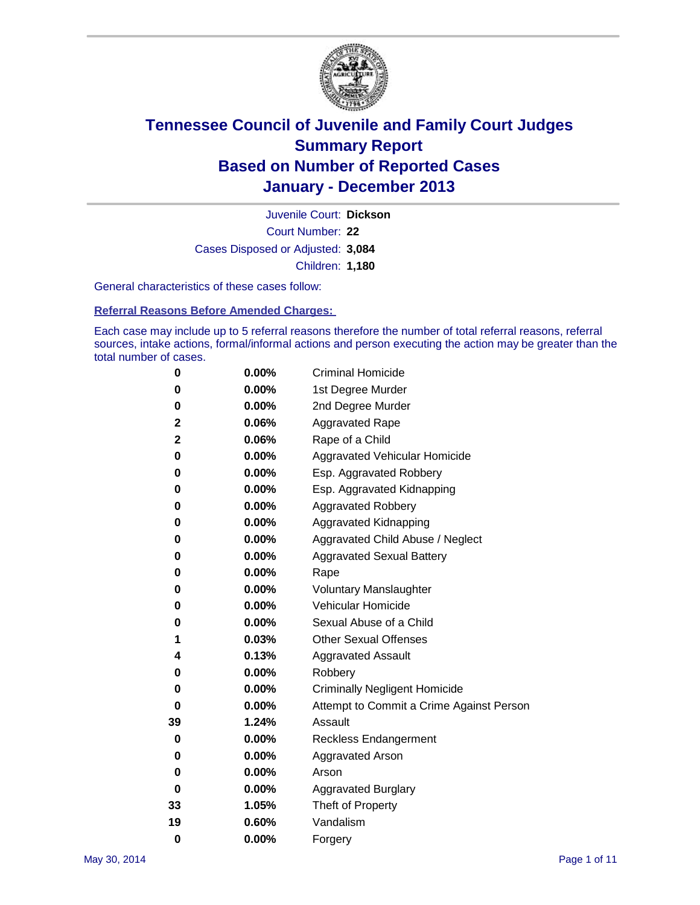# Tennessee Council of Juvenile and Family Court Judges
## Summary Report
## Based on Number of Reported Cases
## January - December 2013

Juvenile Court: **Dickson**
Court Number: **22**
Cases Disposed or Adjusted: **3,084**
Children: **1,180**

General characteristics of these cases follow:

### Referral Reasons Before Amended Charges:

Each case may include up to 5 referral reasons therefore the number of total referral reasons, referral sources, intake actions, formal/informal actions and person executing the action may be greater than the total number of cases.

| | | |
|---|---|---|
| 0 | 0.00% | Criminal Homicide |
| 0 | 0.00% | 1st Degree Murder |
| 0 | 0.00% | 2nd Degree Murder |
| 2 | 0.06% | Aggravated Rape |
| 2 | 0.06% | Rape of a Child |
| 0 | 0.00% | Aggravated Vehicular Homicide |
| 0 | 0.00% | Esp. Aggravated Robbery |
| 0 | 0.00% | Esp. Aggravated Kidnapping |
| 0 | 0.00% | Aggravated Robbery |
| 0 | 0.00% | Aggravated Kidnapping |
| 0 | 0.00% | Aggravated Child Abuse / Neglect |
| 0 | 0.00% | Aggravated Sexual Battery |
| 0 | 0.00% | Rape |
| 0 | 0.00% | Voluntary Manslaughter |
| 0 | 0.00% | Vehicular Homicide |
| 0 | 0.00% | Sexual Abuse of a Child |
| 1 | 0.03% | Other Sexual Offenses |
| 4 | 0.13% | Aggravated Assault |
| 0 | 0.00% | Robbery |
| 0 | 0.00% | Criminally Negligent Homicide |
| 0 | 0.00% | Attempt to Commit a Crime Against Person |
| 39 | 1.24% | Assault |
| 0 | 0.00% | Reckless Endangerment |
| 0 | 0.00% | Aggravated Arson |
| 0 | 0.00% | Arson |
| 0 | 0.00% | Aggravated Burglary |
| 33 | 1.05% | Theft of Property |
| 19 | 0.60% | Vandalism |
| 0 | 0.00% | Forgery |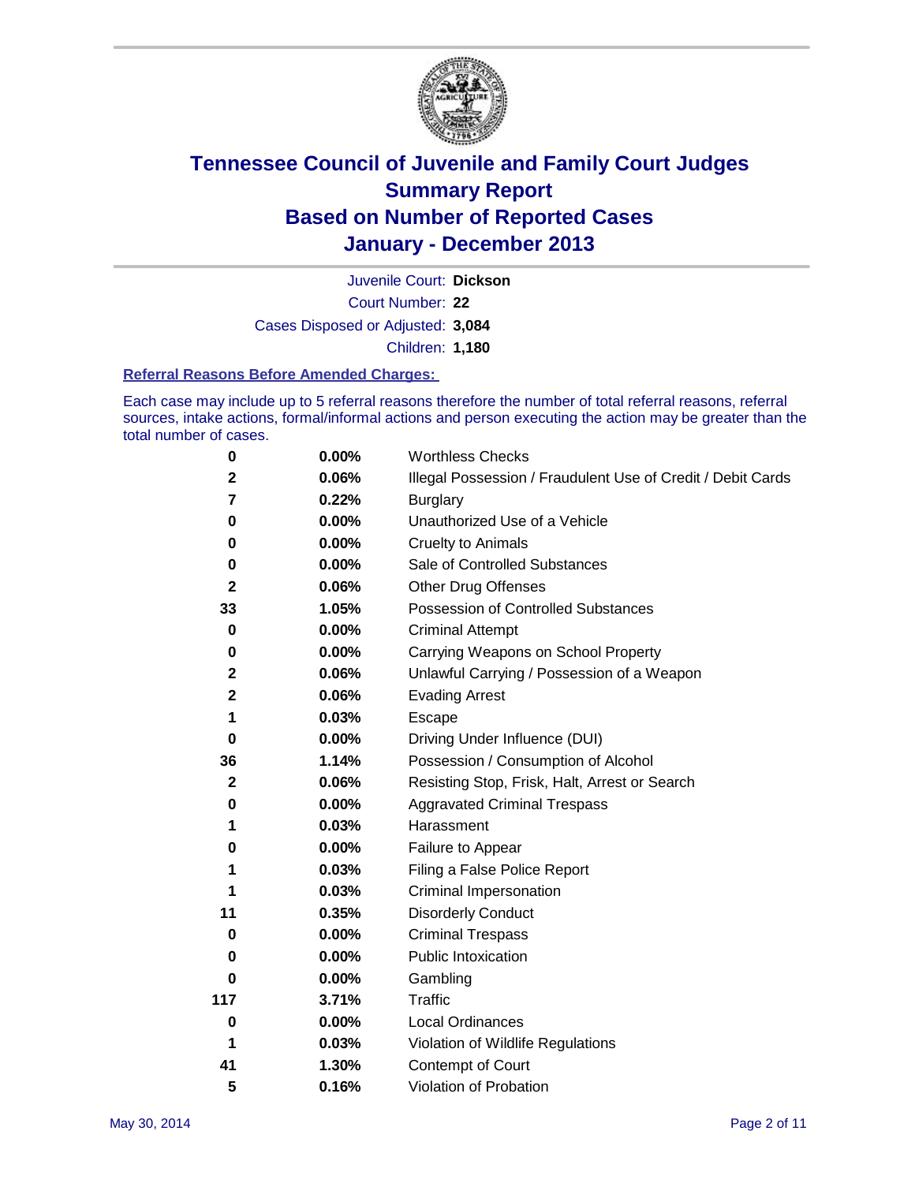# Tennessee Council of Juvenile and Family Court Judges
# Summary Report
# Based on Number of Reported Cases
# January - December 2013

Juvenile Court: **Dickson**

Court Number: **22**

Cases Disposed or Adjusted: **3,084**

Children: **1,180**

### Referral Reasons Before Amended Charges:

Each case may include up to 5 referral reasons therefore the number of total referral reasons, referral sources, intake actions, formal/informal actions and person executing the action may be greater than the total number of cases.

| | | |
|---|---|---|
| 0 | 0.00% | Worthless Checks |
| 2 | 0.06% | Illegal Possession / Fraudulent Use of Credit / Debit Cards |
| 7 | 0.22% | Burglary |
| 0 | 0.00% | Unauthorized Use of a Vehicle |
| 0 | 0.00% | Cruelty to Animals |
| 0 | 0.00% | Sale of Controlled Substances |
| 2 | 0.06% | Other Drug Offenses |
| 33 | 1.05% | Possession of Controlled Substances |
| 0 | 0.00% | Criminal Attempt |
| 0 | 0.00% | Carrying Weapons on School Property |
| 2 | 0.06% | Unlawful Carrying / Possession of a Weapon |
| 2 | 0.06% | Evading Arrest |
| 1 | 0.03% | Escape |
| 0 | 0.00% | Driving Under Influence (DUI) |
| 36 | 1.14% | Possession / Consumption of Alcohol |
| 2 | 0.06% | Resisting Stop, Frisk, Halt, Arrest or Search |
| 0 | 0.00% | Aggravated Criminal Trespass |
| 1 | 0.03% | Harassment |
| 0 | 0.00% | Failure to Appear |
| 1 | 0.03% | Filing a False Police Report |
| 1 | 0.03% | Criminal Impersonation |
| 11 | 0.35% | Disorderly Conduct |
| 0 | 0.00% | Criminal Trespass |
| 0 | 0.00% | Public Intoxication |
| 0 | 0.00% | Gambling |
| 117 | 3.71% | Traffic |
| 0 | 0.00% | Local Ordinances |
| 1 | 0.03% | Violation of Wildlife Regulations |
| 41 | 1.30% | Contempt of Court |
| 5 | 0.16% | Violation of Probation |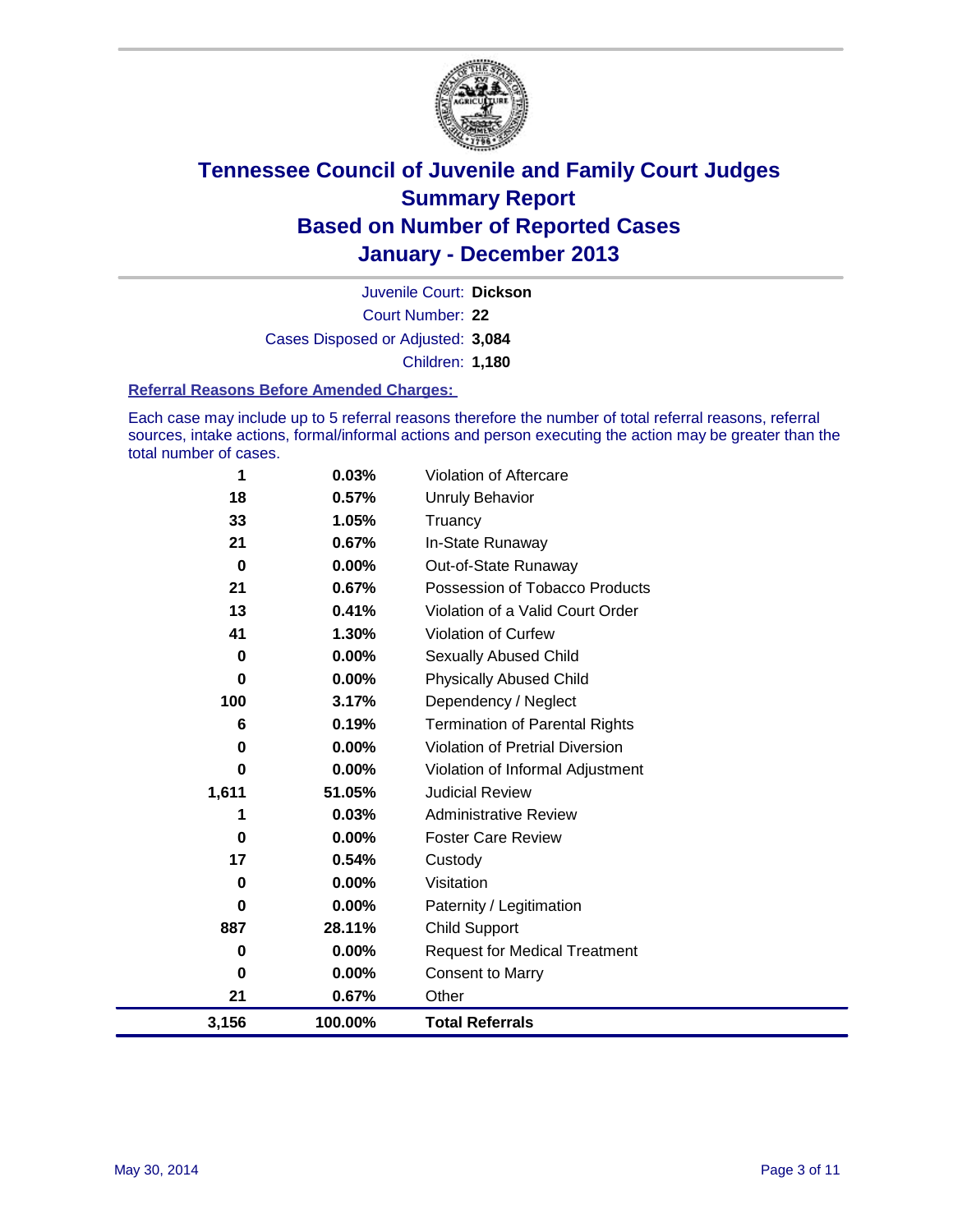# Tennessee Council of Juvenile and Family Court Judges
# Summary Report
# Based on Number of Reported Cases
# January - December 2013

Juvenile Court: **Dickson**
Court Number: **22**
Cases Disposed or Adjusted: **3,084**
Children: **1,180**

### Referral Reasons Before Amended Charges:

Each case may include up to 5 referral reasons therefore the number of total referral reasons, referral sources, intake actions, formal/informal actions and person executing the action may be greater than the total number of cases.

| Count | Percent | Referral Reason |
|---|---|---|
| 1 | 0.03% | Violation of Aftercare |
| 18 | 0.57% | Unruly Behavior |
| 33 | 1.05% | Truancy |
| 21 | 0.67% | In-State Runaway |
| 0 | 0.00% | Out-of-State Runaway |
| 21 | 0.67% | Possession of Tobacco Products |
| 13 | 0.41% | Violation of a Valid Court Order |
| 41 | 1.30% | Violation of Curfew |
| 0 | 0.00% | Sexually Abused Child |
| 0 | 0.00% | Physically Abused Child |
| 100 | 3.17% | Dependency / Neglect |
| 6 | 0.19% | Termination of Parental Rights |
| 0 | 0.00% | Violation of Pretrial Diversion |
| 0 | 0.00% | Violation of Informal Adjustment |
| 1,611 | 51.05% | Judicial Review |
| 1 | 0.03% | Administrative Review |
| 0 | 0.00% | Foster Care Review |
| 17 | 0.54% | Custody |
| 0 | 0.00% | Visitation |
| 0 | 0.00% | Paternity / Legitimation |
| 887 | 28.11% | Child Support |
| 0 | 0.00% | Request for Medical Treatment |
| 0 | 0.00% | Consent to Marry |
| 21 | 0.67% | Other |
| **3,156** | **100.00%** | **Total Referrals** |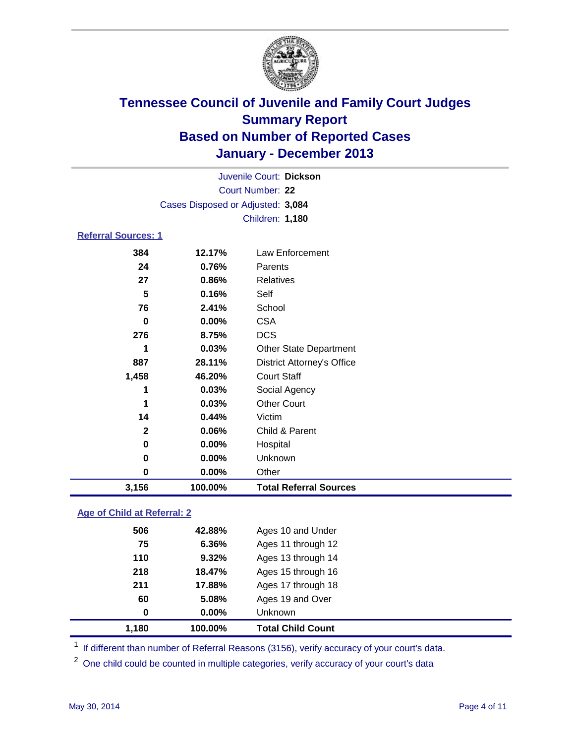# Tennessee Council of Juvenile and Family Court Judges
## Summary Report
## Based on Number of Reported Cases
## January - December 2013

Juvenile Court: **Dickson**

Court Number: **22**

Cases Disposed or Adjusted: **3,084**

Children: **1,180**

### Referral Sources: 1

| Count | Percent | Source |
|---|---|---|
| 384 | 12.17% | Law Enforcement |
| 24 | 0.76% | Parents |
| 27 | 0.86% | Relatives |
| 5 | 0.16% | Self |
| 76 | 2.41% | School |
| 0 | 0.00% | CSA |
| 276 | 8.75% | DCS |
| 1 | 0.03% | Other State Department |
| 887 | 28.11% | District Attorney's Office |
| 1,458 | 46.20% | Court Staff |
| 1 | 0.03% | Social Agency |
| 1 | 0.03% | Other Court |
| 14 | 0.44% | Victim |
| 2 | 0.06% | Child & Parent |
| 0 | 0.00% | Hospital |
| 0 | 0.00% | Unknown |
| 0 | 0.00% | Other |
| **3,156** | **100.00%** | **Total Referral Sources** |

### Age of Child at Referral: 2

| Count | Percent | Age |
|---|---|---|
| 506 | 42.88% | Ages 10 and Under |
| 75 | 6.36% | Ages 11 through 12 |
| 110 | 9.32% | Ages 13 through 14 |
| 218 | 18.47% | Ages 15 through 16 |
| 211 | 17.88% | Ages 17 through 18 |
| 60 | 5.08% | Ages 19 and Over |
| 0 | 0.00% | Unknown |
| **1,180** | **100.00%** | **Total Child Count** |

[1] If different than number of Referral Reasons (3156), verify accuracy of your court's data.

[2] One child could be counted in multiple categories, verify accuracy of your court's data

May 30, 2014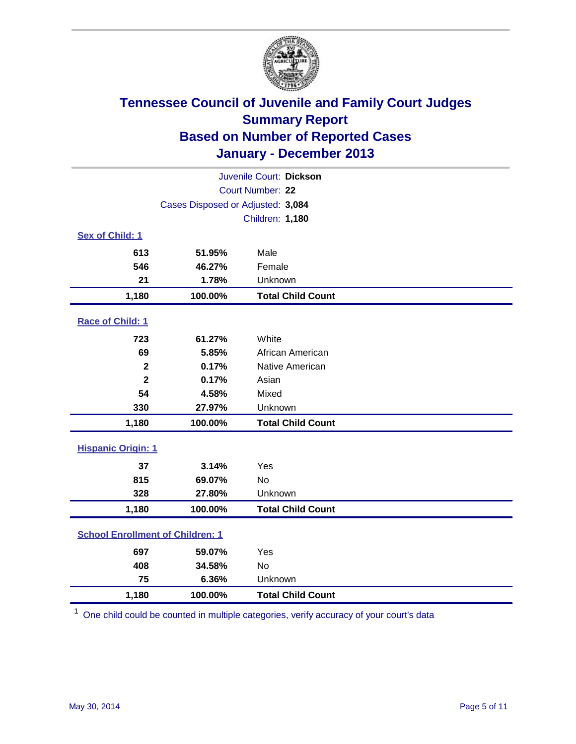# Tennessee Council of Juvenile and Family Court Judges
## Summary Report
## Based on Number of Reported Cases
## January - December 2013

Juvenile Court: **Dickson**
Court Number: **22**
Cases Disposed or Adjusted: **3,084**
Children: **1,180**

### Sex of Child: 1

| | | |
|---|---|---|
| 613 | 51.95% | Male |
| 546 | 46.27% | Female |
| 21 | 1.78% | Unknown |
| **1,180** | **100.00%** | **Total Child Count** |

### Race of Child: 1

| | | |
|---|---|---|
| 723 | 61.27% | White |
| 69 | 5.85% | African American |
| 2 | 0.17% | Native American |
| 2 | 0.17% | Asian |
| 54 | 4.58% | Mixed |
| 330 | 27.97% | Unknown |
| **1,180** | **100.00%** | **Total Child Count** |

### Hispanic Origin: 1

| | | |
|---|---|---|
| 37 | 3.14% | Yes |
| 815 | 69.07% | No |
| 328 | 27.80% | Unknown |
| **1,180** | **100.00%** | **Total Child Count** |

### School Enrollment of Children: 1

| | | |
|---|---|---|
| 697 | 59.07% | Yes |
| 408 | 34.58% | No |
| 75 | 6.36% | Unknown |
| **1,180** | **100.00%** | **Total Child Count** |

[1] One child could be counted in multiple categories, verify accuracy of your court's data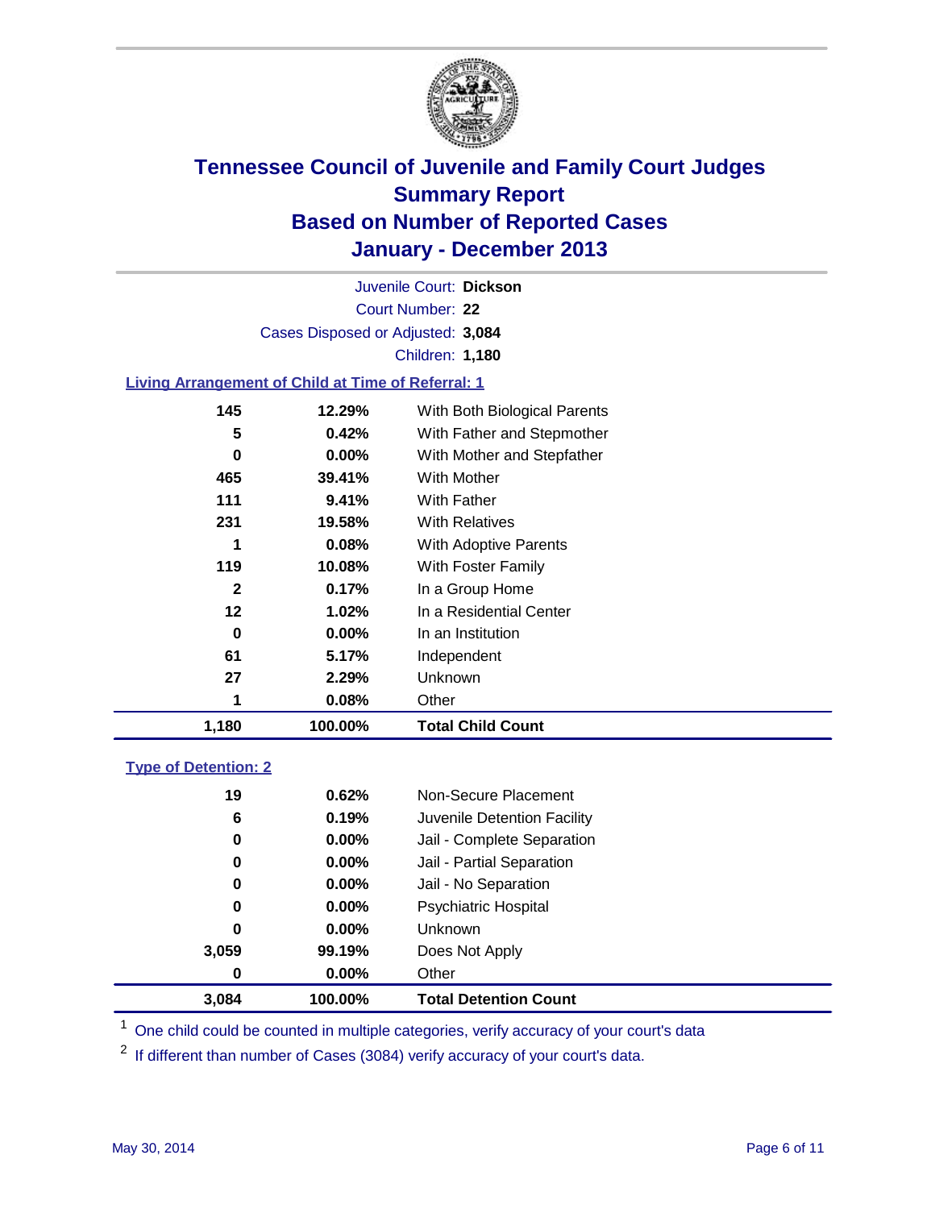# Tennessee Council of Juvenile and Family Court Judges
## Summary Report
## Based on Number of Reported Cases
## January - December 2013

Juvenile Court: **Dickson**
Court Number: **22**
Cases Disposed or Adjusted: **3,084**
Children: **1,180**

### Living Arrangement of Child at Time of Referral: 1

| Count | Percent | Category |
|---|---|---|
| 145 | 12.29% | With Both Biological Parents |
| 5 | 0.42% | With Father and Stepmother |
| 0 | 0.00% | With Mother and Stepfather |
| 465 | 39.41% | With Mother |
| 111 | 9.41% | With Father |
| 231 | 19.58% | With Relatives |
| 1 | 0.08% | With Adoptive Parents |
| 119 | 10.08% | With Foster Family |
| 2 | 0.17% | In a Group Home |
| 12 | 1.02% | In a Residential Center |
| 0 | 0.00% | In an Institution |
| 61 | 5.17% | Independent |
| 27 | 2.29% | Unknown |
| 1 | 0.08% | Other |
| **1,180** | **100.00%** | **Total Child Count** |

### Type of Detention: 2

| Count | Percent | Category |
|---|---|---|
| 19 | 0.62% | Non-Secure Placement |
| 6 | 0.19% | Juvenile Detention Facility |
| 0 | 0.00% | Jail - Complete Separation |
| 0 | 0.00% | Jail - Partial Separation |
| 0 | 0.00% | Jail - No Separation |
| 0 | 0.00% | Psychiatric Hospital |
| 0 | 0.00% | Unknown |
| 3,059 | 99.19% | Does Not Apply |
| 0 | 0.00% | Other |
| **3,084** | **100.00%** | **Total Detention Count** |

[1] One child could be counted in multiple categories, verify accuracy of your court's data

[2] If different than number of Cases (3084) verify accuracy of your court's data.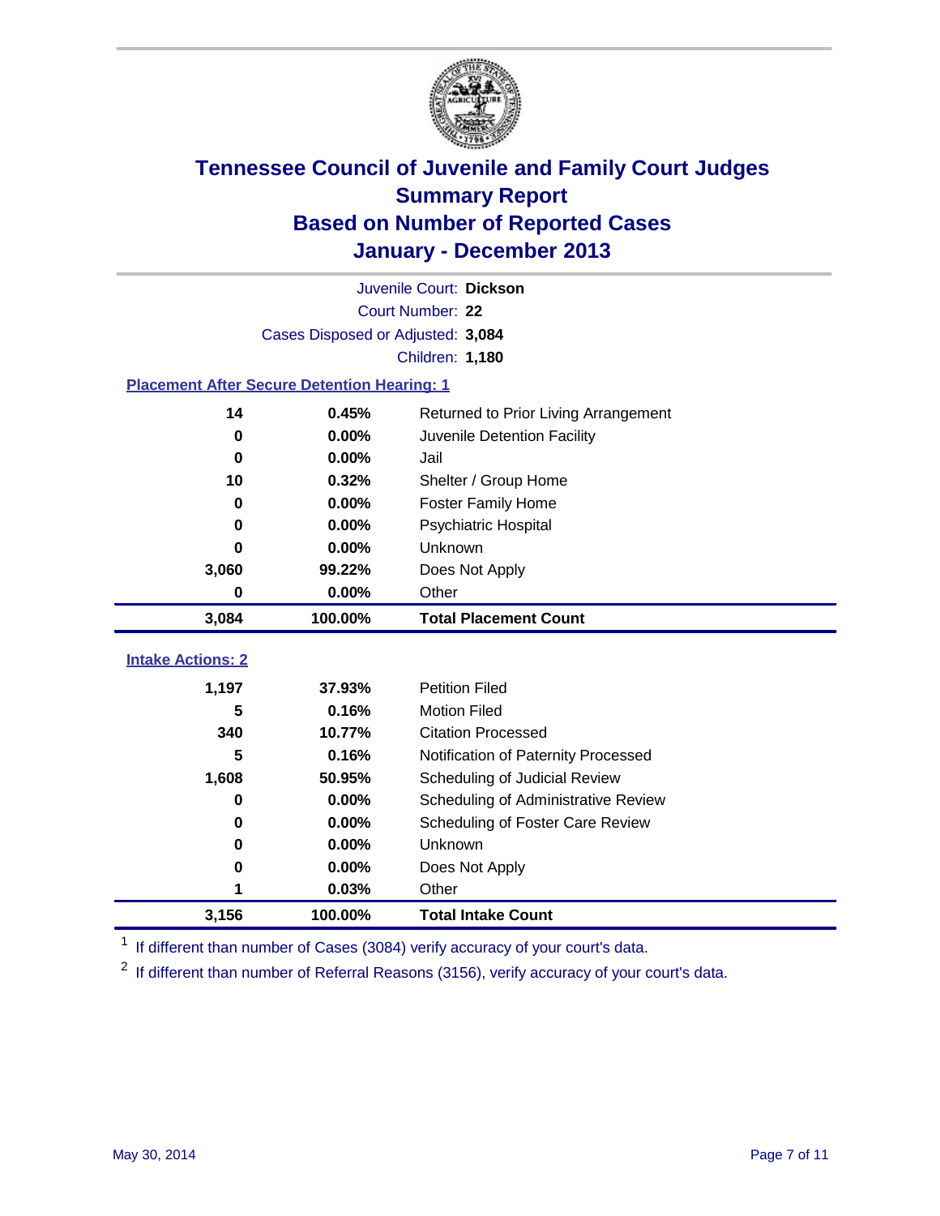# Tennessee Council of Juvenile and Family Court Judges
## Summary Report
## Based on Number of Reported Cases
## January - December 2013

Juvenile Court: **Dickson**
Court Number: **22**
Cases Disposed or Adjusted: **3,084**
Children: **1,180**

### Placement After Secure Detention Hearing: 1

| Count | Percent | Placement |
|---|---|---|
| 14 | 0.45% | Returned to Prior Living Arrangement |
| 0 | 0.00% | Juvenile Detention Facility |
| 0 | 0.00% | Jail |
| 10 | 0.32% | Shelter / Group Home |
| 0 | 0.00% | Foster Family Home |
| 0 | 0.00% | Psychiatric Hospital |
| 0 | 0.00% | Unknown |
| 3,060 | 99.22% | Does Not Apply |
| 0 | 0.00% | Other |
| **3,084** | **100.00%** | **Total Placement Count** |

### Intake Actions: 2

| Count | Percent | Intake Action |
|---|---|---|
| 1,197 | 37.93% | Petition Filed |
| 5 | 0.16% | Motion Filed |
| 340 | 10.77% | Citation Processed |
| 5 | 0.16% | Notification of Paternity Processed |
| 1,608 | 50.95% | Scheduling of Judicial Review |
| 0 | 0.00% | Scheduling of Administrative Review |
| 0 | 0.00% | Scheduling of Foster Care Review |
| 0 | 0.00% | Unknown |
| 0 | 0.00% | Does Not Apply |
| 1 | 0.03% | Other |
| **3,156** | **100.00%** | **Total Intake Count** |

[1] If different than number of Cases (3084) verify accuracy of your court's data.

[2] If different than number of Referral Reasons (3156), verify accuracy of your court's data.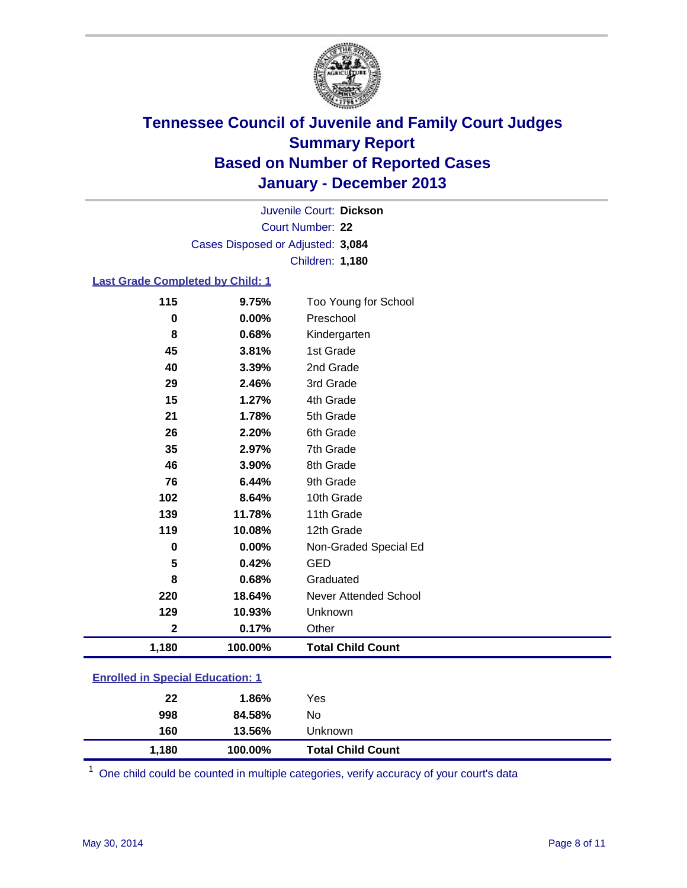# Tennessee Council of Juvenile and Family Court Judges
## Summary Report
## Based on Number of Reported Cases
## January - December 2013

Juvenile Court: **Dickson**
Court Number: **22**
Cases Disposed or Adjusted: **3,084**
Children: **1,180**

### Last Grade Completed by Child: 1

| Count | Percent | Category |
|---|---|---|
| 115 | 9.75% | Too Young for School |
| 0 | 0.00% | Preschool |
| 8 | 0.68% | Kindergarten |
| 45 | 3.81% | 1st Grade |
| 40 | 3.39% | 2nd Grade |
| 29 | 2.46% | 3rd Grade |
| 15 | 1.27% | 4th Grade |
| 21 | 1.78% | 5th Grade |
| 26 | 2.20% | 6th Grade |
| 35 | 2.97% | 7th Grade |
| 46 | 3.90% | 8th Grade |
| 76 | 6.44% | 9th Grade |
| 102 | 8.64% | 10th Grade |
| 139 | 11.78% | 11th Grade |
| 119 | 10.08% | 12th Grade |
| 0 | 0.00% | Non-Graded Special Ed |
| 5 | 0.42% | GED |
| 8 | 0.68% | Graduated |
| 220 | 18.64% | Never Attended School |
| 129 | 10.93% | Unknown |
| 2 | 0.17% | Other |
| **1,180** | **100.00%** | **Total Child Count** |

### Enrolled in Special Education: 1

| Count | Percent | Category |
|---|---|---|
| 22 | 1.86% | Yes |
| 998 | 84.58% | No |
| 160 | 13.56% | Unknown |
| **1,180** | **100.00%** | **Total Child Count** |

[1] One child could be counted in multiple categories, verify accuracy of your court's data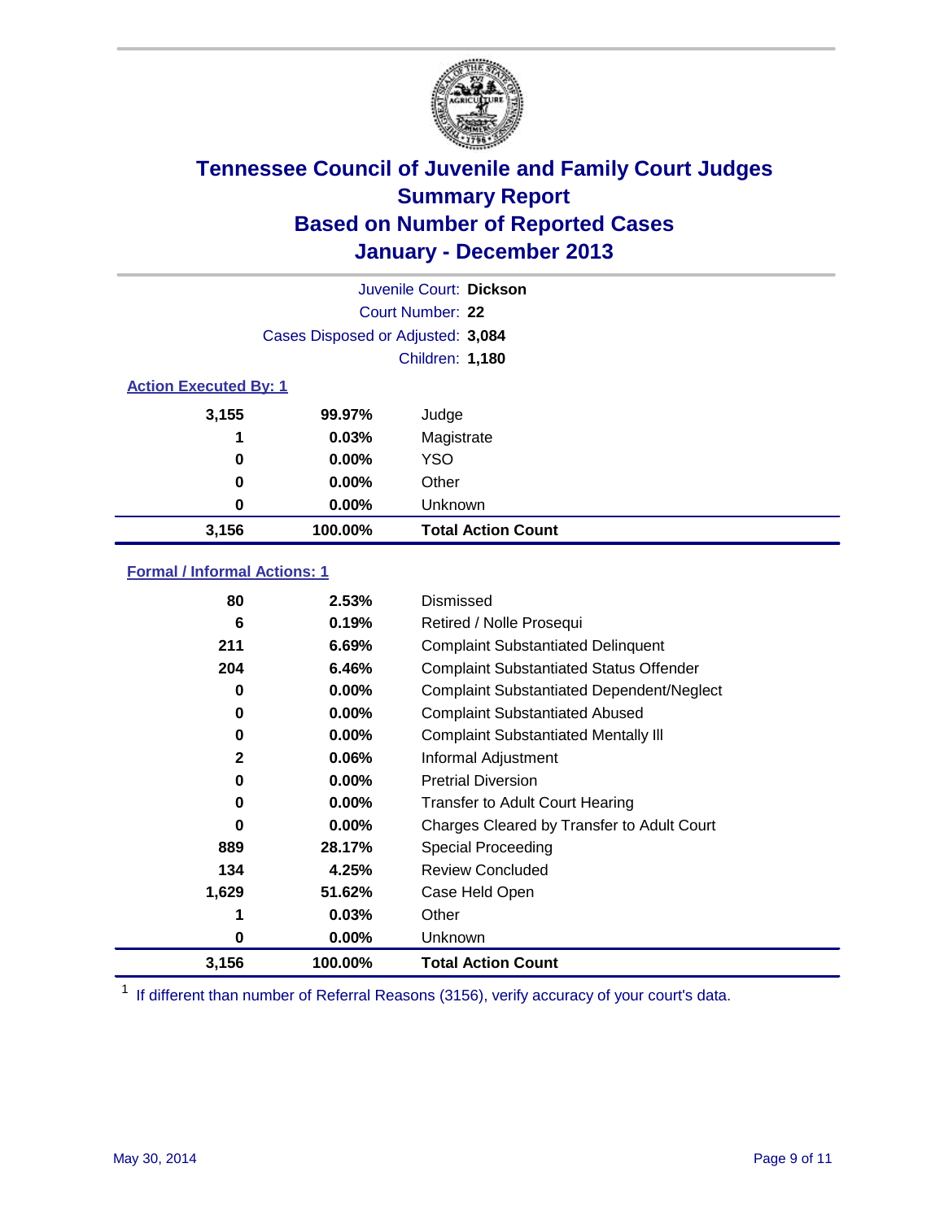# Tennessee Council of Juvenile and Family Court Judges
## Summary Report
## Based on Number of Reported Cases
## January - December 2013

Juvenile Court: **Dickson**

Court Number: **22**

Cases Disposed or Adjusted: **3,084**

Children: **1,180**

### Action Executed By: 1

| Count | Percent | Action |
|---|---|---|
| 3,155 | 99.97% | Judge |
| 1 | 0.03% | Magistrate |
| 0 | 0.00% | YSO |
| 0 | 0.00% | Other |
| 0 | 0.00% | Unknown |
| **3,156** | **100.00%** | **Total Action Count** |

### Formal / Informal Actions: 1

| Count | Percent | Action |
|---|---|---|
| 80 | 2.53% | Dismissed |
| 6 | 0.19% | Retired / Nolle Prosequi |
| 211 | 6.69% | Complaint Substantiated Delinquent |
| 204 | 6.46% | Complaint Substantiated Status Offender |
| 0 | 0.00% | Complaint Substantiated Dependent/Neglect |
| 0 | 0.00% | Complaint Substantiated Abused |
| 0 | 0.00% | Complaint Substantiated Mentally Ill |
| 2 | 0.06% | Informal Adjustment |
| 0 | 0.00% | Pretrial Diversion |
| 0 | 0.00% | Transfer to Adult Court Hearing |
| 0 | 0.00% | Charges Cleared by Transfer to Adult Court |
| 889 | 28.17% | Special Proceeding |
| 134 | 4.25% | Review Concluded |
| 1,629 | 51.62% | Case Held Open |
| 1 | 0.03% | Other |
| 0 | 0.00% | Unknown |
| **3,156** | **100.00%** | **Total Action Count** |

[1] If different than number of Referral Reasons (3156), verify accuracy of your court's data.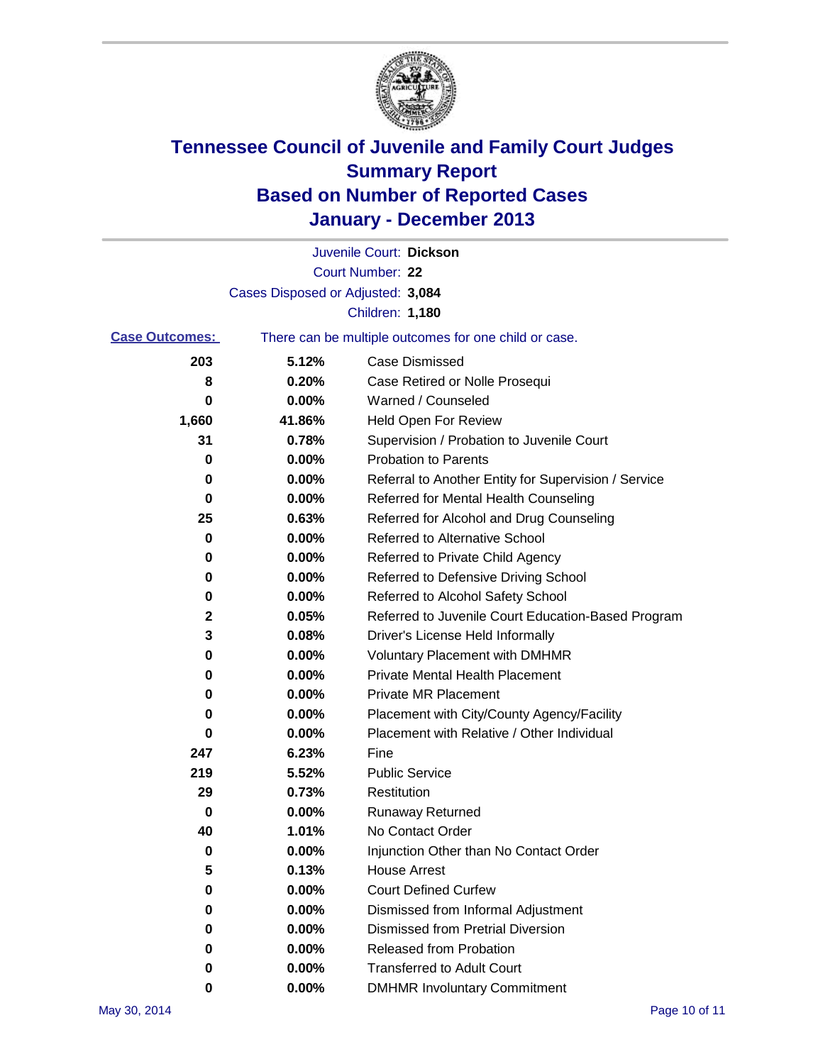# Tennessee Council of Juvenile and Family Court Judges
# Summary Report
# Based on Number of Reported Cases
# January - December 2013

Juvenile Court: **Dickson**

Court Number: **22**

Cases Disposed or Adjusted: **3,084**

Children: **1,180**

**Case Outcomes:** There can be multiple outcomes for one child or case.

| Count | Percent | Outcome |
|---|---|---|
| 203 | 5.12% | Case Dismissed |
| 8 | 0.20% | Case Retired or Nolle Prosequi |
| 0 | 0.00% | Warned / Counseled |
| 1,660 | 41.86% | Held Open For Review |
| 31 | 0.78% | Supervision / Probation to Juvenile Court |
| 0 | 0.00% | Probation to Parents |
| 0 | 0.00% | Referral to Another Entity for Supervision / Service |
| 0 | 0.00% | Referred for Mental Health Counseling |
| 25 | 0.63% | Referred for Alcohol and Drug Counseling |
| 0 | 0.00% | Referred to Alternative School |
| 0 | 0.00% | Referred to Private Child Agency |
| 0 | 0.00% | Referred to Defensive Driving School |
| 0 | 0.00% | Referred to Alcohol Safety School |
| 2 | 0.05% | Referred to Juvenile Court Education-Based Program |
| 3 | 0.08% | Driver's License Held Informally |
| 0 | 0.00% | Voluntary Placement with DMHMR |
| 0 | 0.00% | Private Mental Health Placement |
| 0 | 0.00% | Private MR Placement |
| 0 | 0.00% | Placement with City/County Agency/Facility |
| 0 | 0.00% | Placement with Relative / Other Individual |
| 247 | 6.23% | Fine |
| 219 | 5.52% | Public Service |
| 29 | 0.73% | Restitution |
| 0 | 0.00% | Runaway Returned |
| 40 | 1.01% | No Contact Order |
| 0 | 0.00% | Injunction Other than No Contact Order |
| 5 | 0.13% | House Arrest |
| 0 | 0.00% | Court Defined Curfew |
| 0 | 0.00% | Dismissed from Informal Adjustment |
| 0 | 0.00% | Dismissed from Pretrial Diversion |
| 0 | 0.00% | Released from Probation |
| 0 | 0.00% | Transferred to Adult Court |
| 0 | 0.00% | DMHMR Involuntary Commitment |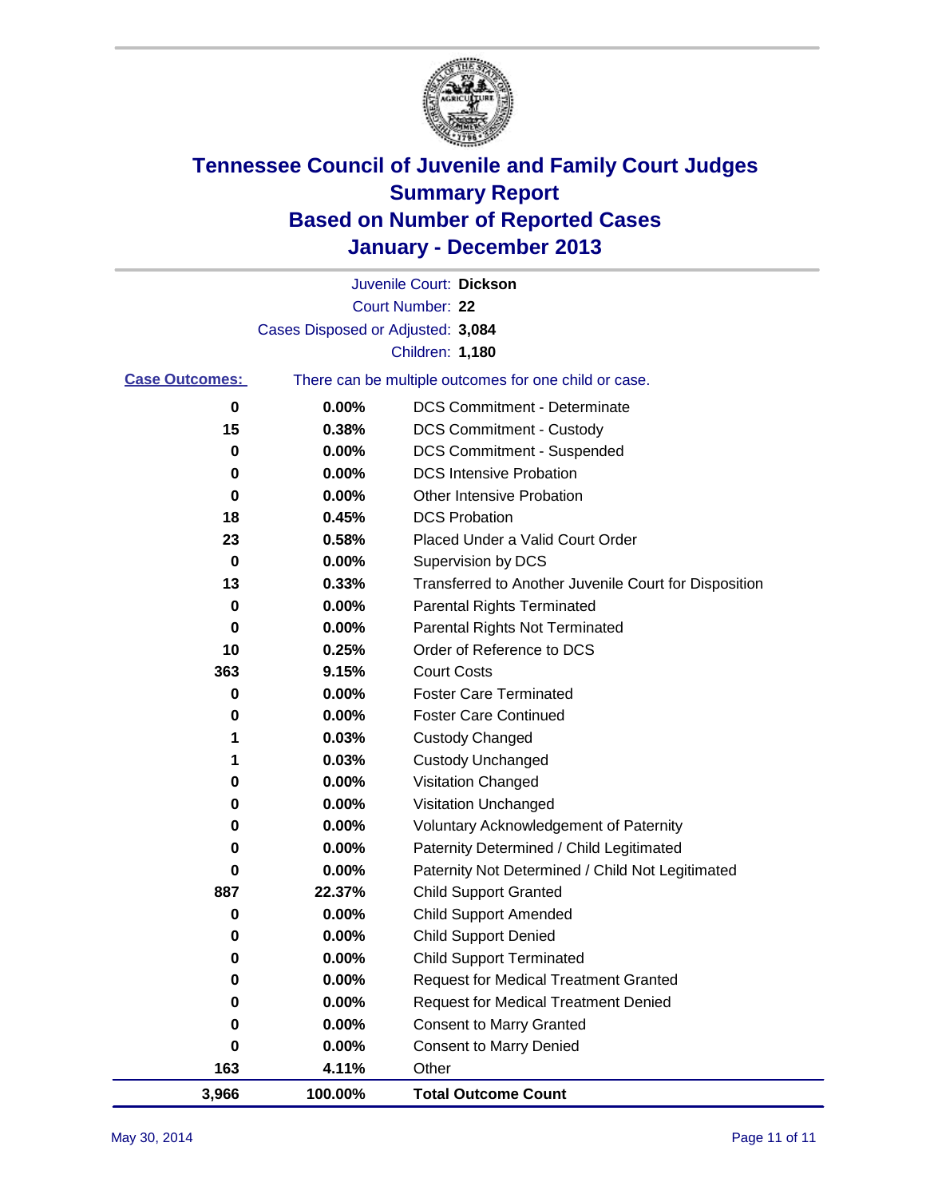# Tennessee Council of Juvenile and Family Court Judges
## Summary Report
## Based on Number of Reported Cases
## January - December 2013

Juvenile Court: **Dickson**

Court Number: **22**

Cases Disposed or Adjusted: **3,084**

Children: **1,180**

**Case Outcomes:** There can be multiple outcomes for one child or case.

| | | |
|---|---|---|
| 0 | 0.00% | DCS Commitment - Determinate |
| 15 | 0.38% | DCS Commitment - Custody |
| 0 | 0.00% | DCS Commitment - Suspended |
| 0 | 0.00% | DCS Intensive Probation |
| 0 | 0.00% | Other Intensive Probation |
| 18 | 0.45% | DCS Probation |
| 23 | 0.58% | Placed Under a Valid Court Order |
| 0 | 0.00% | Supervision by DCS |
| 13 | 0.33% | Transferred to Another Juvenile Court for Disposition |
| 0 | 0.00% | Parental Rights Terminated |
| 0 | 0.00% | Parental Rights Not Terminated |
| 10 | 0.25% | Order of Reference to DCS |
| 363 | 9.15% | Court Costs |
| 0 | 0.00% | Foster Care Terminated |
| 0 | 0.00% | Foster Care Continued |
| 1 | 0.03% | Custody Changed |
| 1 | 0.03% | Custody Unchanged |
| 0 | 0.00% | Visitation Changed |
| 0 | 0.00% | Visitation Unchanged |
| 0 | 0.00% | Voluntary Acknowledgement of Paternity |
| 0 | 0.00% | Paternity Determined / Child Legitimated |
| 0 | 0.00% | Paternity Not Determined / Child Not Legitimated |
| 887 | 22.37% | Child Support Granted |
| 0 | 0.00% | Child Support Amended |
| 0 | 0.00% | Child Support Denied |
| 0 | 0.00% | Child Support Terminated |
| 0 | 0.00% | Request for Medical Treatment Granted |
| 0 | 0.00% | Request for Medical Treatment Denied |
| 0 | 0.00% | Consent to Marry Granted |
| 0 | 0.00% | Consent to Marry Denied |
| 163 | 4.11% | Other |
| **3,966** | **100.00%** | **Total Outcome Count** |

May 30, 2014